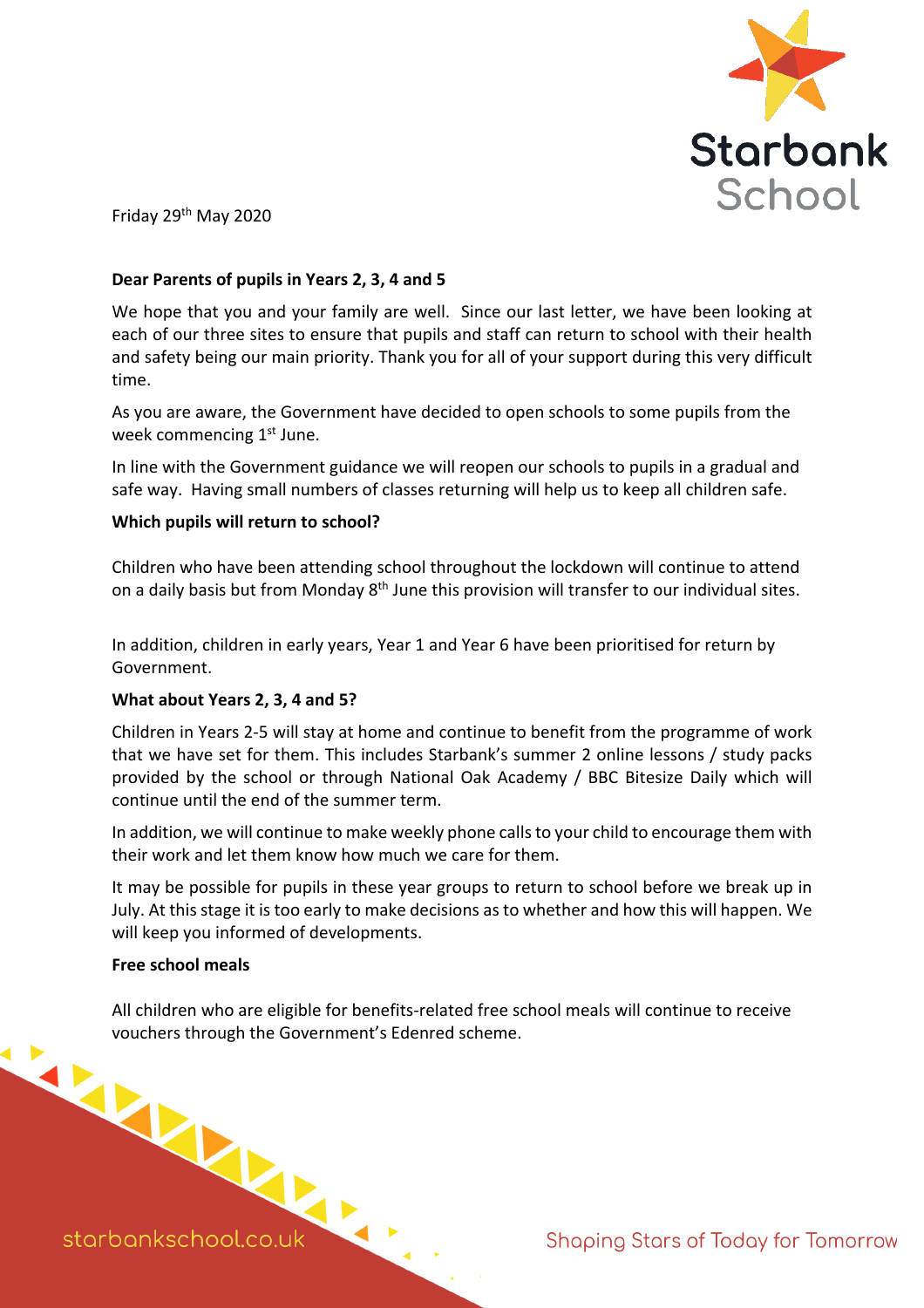Friday 29th May 2020

**Dear Parents of pupils in Years 2, 3, 4 and 5**

We hope that you and your family are well. Since our last letter, we have been looking at each of our three sites to ensure that pupils and staff can return to school with their health and safety being our main priority. Thank you for all of your support during this very difficult time.

As you are aware, the Government have decided to open schools to some pupils from the week commencing 1st June.

In line with the Government guidance we will reopen our schools to pupils in a gradual and safe way. Having small numbers of classes returning will help us to keep all children safe.

**Which pupils will return to school?**

Children who have been attending school throughout the lockdown will continue to attend on a daily basis but from Monday 8th June this provision will transfer to our individual sites.

In addition, children in early years, Year 1 and Year 6 have been prioritised for return by Government.

**What about Years 2, 3, 4 and 5?**

Children in Years 2-5 will stay at home and continue to benefit from the programme of work that we have set for them. This includes Starbank's summer 2 online lessons / study packs provided by the school or through National Oak Academy / BBC Bitesize Daily which will continue until the end of the summer term.

In addition, we will continue to make weekly phone calls to your child to encourage them with their work and let them know how much we care for them.

It may be possible for pupils in these year groups to return to school before we break up in July. At this stage it is too early to make decisions as to whether and how this will happen. We will keep you informed of developments.

**Free school meals**

All children who are eligible for benefits-related free school meals will continue to receive vouchers through the Government's Edenred scheme.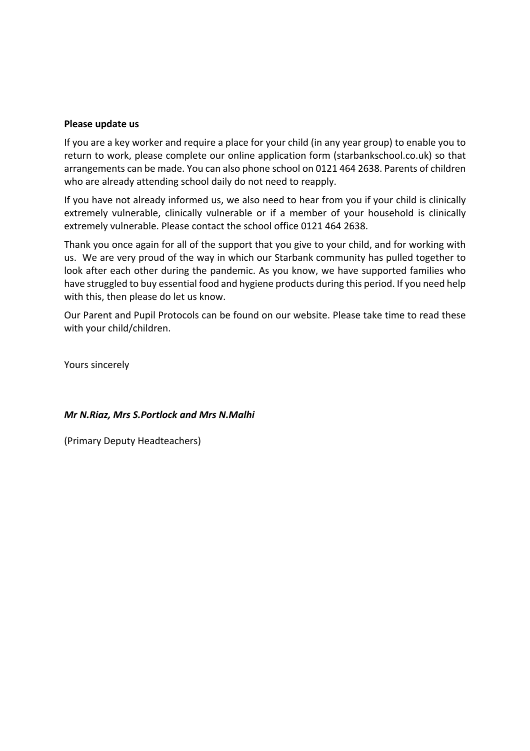**Please update us**

If you are a key worker and require a place for your child (in any year group) to enable you to return to work, please complete our online application form (starbankschool.co.uk) so that arrangements can be made. You can also phone school on 0121 464 2638. Parents of children who are already attending school daily do not need to reapply.

If you have not already informed us, we also need to hear from you if your child is clinically extremely vulnerable, clinically vulnerable or if a member of your household is clinically extremely vulnerable. Please contact the school office 0121 464 2638.

Thank you once again for all of the support that you give to your child, and for working with us. We are very proud of the way in which our Starbank community has pulled together to look after each other during the pandemic. As you know, we have supported families who have struggled to buy essential food and hygiene products during this period. If you need help with this, then please do let us know.

Our Parent and Pupil Protocols can be found on our website. Please take time to read these with your child/children.

Yours sincerely

***Mr N.Riaz, Mrs S.Portlock and Mrs N.Malhi***

(Primary Deputy Headteachers)